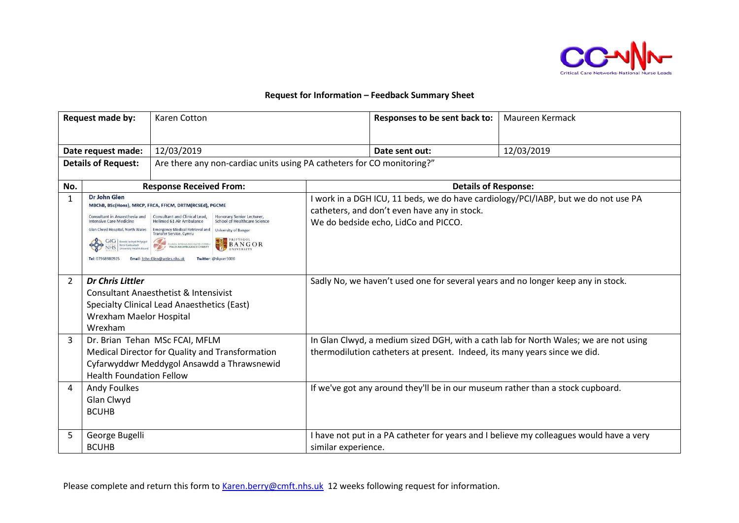# Request for Information – Feedback Summary Sheet

| **Request made by:** | Karen Cotton | **Responses to be sent back to:** | Maureen Kermack |
|---|---|---|---|
| **Date request made:** | 12/03/2019 | **Date sent out:** | 12/03/2019 |
| **Details of Request:** | Are there any non-cardiac units using PA catheters for CO monitoring?" | | |

| No. | Response Received From: | Details of Response: |
|---|---|---|
| 1 | **Dr John Glen**<br>MBChB, BSc(Hons), MRCP, FRCA, FFICM, DRTM(RCSEd), PGCME<br>Consultant in Anaesthesia and Intensive Care Medicine, Glan Clwyd Hospital, North Wales<br>Consultant and Clinical Lead, Helimed 61 Air Ambulance, Emergency Medical Retrieval and Transfer Service, Cymru<br>Honorary Senior Lecturer, School of Healthcare Science, University of Bangor<br>Tel: 07968980925 Email: John.Glen@wales.nhs.uk Twitter: @skyver3000 | I work in a DGH ICU, 11 beds, we do have cardiology/PCI/IABP, but we do not use PA catheters, and don't even have any in stock.<br>We do bedside echo, LidCo and PICCO. |
| 2 | ***Dr Chris Littler***<br>Consultant Anaesthetist & Intensivist<br>Specialty Clinical Lead Anaesthetics (East)<br>Wrexham Maelor Hospital<br>Wrexham | Sadly No, we haven't used one for several years and no longer keep any in stock. |
| 3 | Dr. Brian Tehan MSc FCAI, MFLM<br>Medical Director for Quality and Transformation<br>Cyfarwyddwr Meddygol Ansawdd a Thrawsnewid<br>Health Foundation Fellow | In Glan Clwyd, a medium sized DGH, with a cath lab for North Wales; we are not using thermodilution catheters at present. Indeed, its many years since we did. |
| 4 | Andy Foulkes<br>Glan Clwyd<br>BCUHB | If we've got any around they'll be in our museum rather than a stock cupboard. |
| 5 | George Bugelli<br>BCUHB | I have not put in a PA catheter for years and I believe my colleagues would have a very similar experience. |

Please complete and return this form to Karen.berry@cmft.nhs.uk 12 weeks following request for information.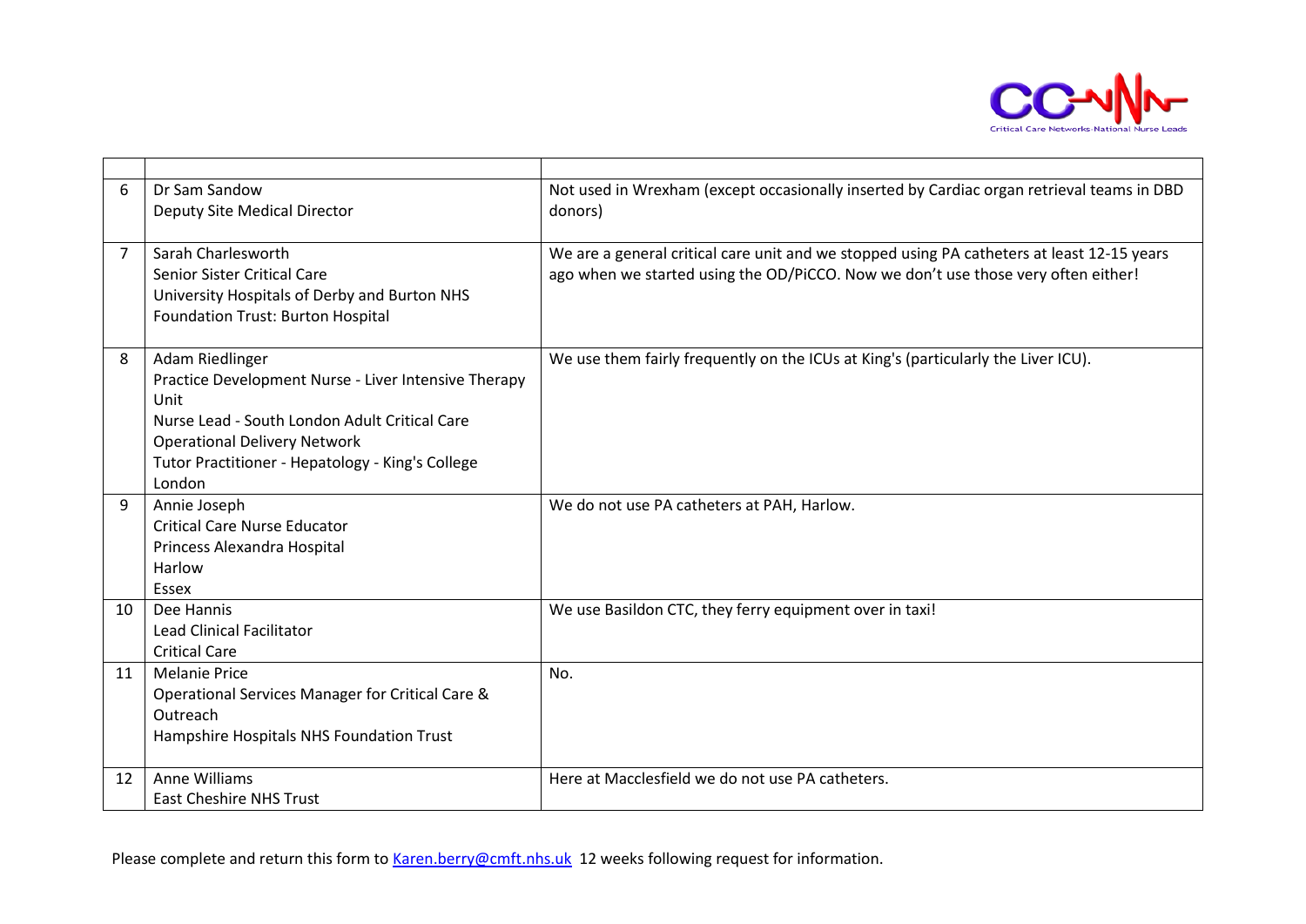|  |  |  |
|---|---|---|
| 6 | Dr Sam Sandow<br>Deputy Site Medical Director | Not used in Wrexham (except occasionally inserted by Cardiac organ retrieval teams in DBD donors) |
| 7 | Sarah Charlesworth<br>Senior Sister Critical Care<br>University Hospitals of Derby and Burton NHS Foundation Trust: Burton Hospital | We are a general critical care unit and we stopped using PA catheters at least 12-15 years ago when we started using the OD/PiCCO. Now we don't use those very often either! |
| 8 | Adam Riedlinger<br>Practice Development Nurse - Liver Intensive Therapy Unit<br>Nurse Lead - South London Adult Critical Care Operational Delivery Network<br>Tutor Practitioner - Hepatology - King's College London | We use them fairly frequently on the ICUs at King's (particularly the Liver ICU). |
| 9 | Annie Joseph<br>Critical Care Nurse Educator<br>Princess Alexandra Hospital<br>Harlow<br>Essex | We do not use PA catheters at PAH, Harlow. |
| 10 | Dee Hannis<br>Lead Clinical Facilitator<br>Critical Care | We use Basildon CTC, they ferry equipment over in taxi! |
| 11 | Melanie Price<br>Operational Services Manager for Critical Care & Outreach<br>Hampshire Hospitals NHS Foundation Trust | No. |
| 12 | Anne Williams<br>East Cheshire NHS Trust | Here at Macclesfield we do not use PA catheters. |

Please complete and return this form to Karen.berry@cmft.nhs.uk 12 weeks following request for information.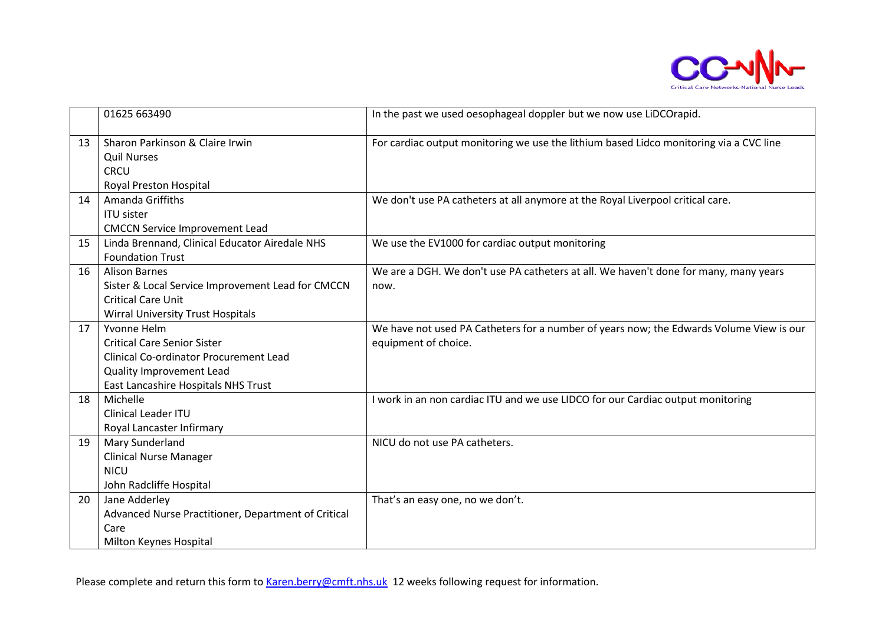|  |  |  |
|---|---|---|
|  | 01625 663490 | In the past we used oesophageal doppler but we now use LiDCOrapid. |
| 13 | Sharon Parkinson & Claire Irwin<br>Quil Nurses<br>CRCU<br>Royal Preston Hospital | For cardiac output monitoring we use the lithium based Lidco monitoring via a CVC line |
| 14 | Amanda Griffiths<br>ITU sister<br>CMCCN Service Improvement Lead | We don't use PA catheters at all anymore at the Royal Liverpool critical care. |
| 15 | Linda Brennand, Clinical Educator Airedale NHS Foundation Trust | We use the EV1000 for cardiac output monitoring |
| 16 | Alison Barnes<br>Sister & Local Service Improvement Lead for CMCCN<br>Critical Care Unit<br>Wirral University Trust Hospitals | We are a DGH. We don't use PA catheters at all. We haven't done for many, many years now. |
| 17 | Yvonne Helm<br>Critical Care Senior Sister<br>Clinical Co-ordinator Procurement Lead<br>Quality Improvement Lead<br>East Lancashire Hospitals NHS Trust | We have not used PA Catheters for a number of years now; the Edwards Volume View is our equipment of choice. |
| 18 | Michelle<br>Clinical Leader ITU<br>Royal Lancaster Infirmary | I work in an non cardiac ITU and we use LIDCO for our Cardiac output monitoring |
| 19 | Mary Sunderland<br>Clinical Nurse Manager<br>NICU<br>John Radcliffe Hospital | NICU do not use PA catheters. |
| 20 | Jane Adderley<br>Advanced Nurse Practitioner, Department of Critical Care<br>Milton Keynes Hospital | That's an easy one, no we don't. |

Please complete and return this form to Karen.berry@cmft.nhs.uk 12 weeks following request for information.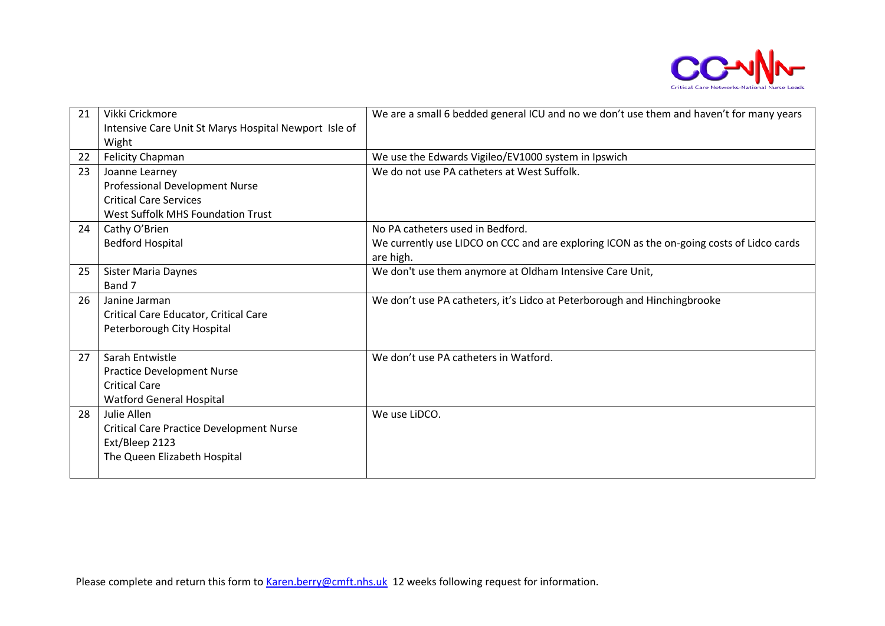| | | |
|---|---|---|
| 21 | Vikki Crickmore<br>Intensive Care Unit St Marys Hospital Newport Isle of Wight | We are a small 6 bedded general ICU and no we don't use them and haven't for many years |
| 22 | Felicity Chapman | We use the Edwards Vigileo/EV1000 system in Ipswich |
| 23 | Joanne Learney<br>Professional Development Nurse<br>Critical Care Services<br>West Suffolk MHS Foundation Trust | We do not use PA catheters at West Suffolk. |
| 24 | Cathy O'Brien<br>Bedford Hospital | No PA catheters used in Bedford.<br>We currently use LIDCO on CCC and are exploring ICON as the on-going costs of Lidco cards are high. |
| 25 | Sister Maria Daynes<br>Band 7 | We don't use them anymore at Oldham Intensive Care Unit, |
| 26 | Janine Jarman<br>Critical Care Educator, Critical Care<br>Peterborough City Hospital | We don't use PA catheters, it's Lidco at Peterborough and Hinchingbrooke |
| 27 | Sarah Entwistle<br>Practice Development Nurse<br>Critical Care<br>Watford General Hospital | We don't use PA catheters in Watford. |
| 28 | Julie Allen<br>Critical Care Practice Development Nurse<br>Ext/Bleep 2123<br>The Queen Elizabeth Hospital | We use LiDCO. |

Please complete and return this form to Karen.berry@cmft.nhs.uk 12 weeks following request for information.